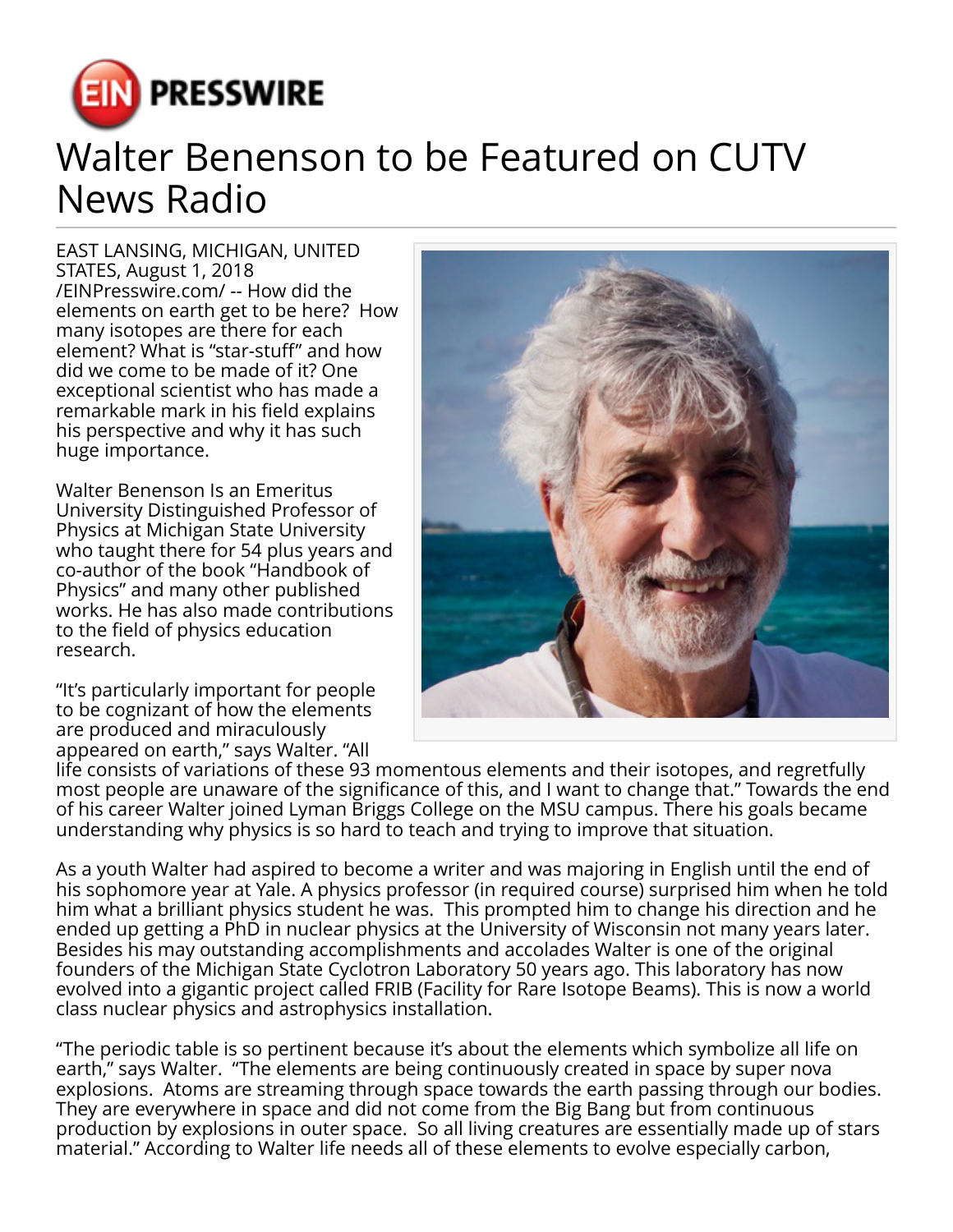**EIN PRESSWIRE**

# Walter Benenson to be Featured on CUTV News Radio

EAST LANSING, MICHIGAN, UNITED STATES, August 1, 2018 /EINPresswire.com/ -- How did the elements on earth get to be here? How many isotopes are there for each element? What is "star-stuff" and how did we come to be made of it? One exceptional scientist who has made a remarkable mark in his field explains his perspective and why it has such huge importance.

Walter Benenson Is an Emeritus University Distinguished Professor of Physics at Michigan State University who taught there for 54 plus years and co-author of the book "Handbook of Physics" and many other published works. He has also made contributions to the field of physics education research.

"It's particularly important for people to be cognizant of how the elements are produced and miraculously appeared on earth," says Walter. "All life consists of variations of these 93 momentous elements and their isotopes, and regretfully most people are unaware of the significance of this, and I want to change that." Towards the end of his career Walter joined Lyman Briggs College on the MSU campus. There his goals became understanding why physics is so hard to teach and trying to improve that situation.

As a youth Walter had aspired to become a writer and was majoring in English until the end of his sophomore year at Yale. A physics professor (in required course) surprised him when he told him what a brilliant physics student he was. This prompted him to change his direction and he ended up getting a PhD in nuclear physics at the University of Wisconsin not many years later. Besides his may outstanding accomplishments and accolades Walter is one of the original founders of the Michigan State Cyclotron Laboratory 50 years ago. This laboratory has now evolved into a gigantic project called FRIB (Facility for Rare Isotope Beams). This is now a world class nuclear physics and astrophysics installation.

"The periodic table is so pertinent because it's about the elements which symbolize all life on earth," says Walter. "The elements are being continuously created in space by super nova explosions. Atoms are streaming through space towards the earth passing through our bodies. They are everywhere in space and did not come from the Big Bang but from continuous production by explosions in outer space. So all living creatures are essentially made up of stars material." According to Walter life needs all of these elements to evolve especially carbon,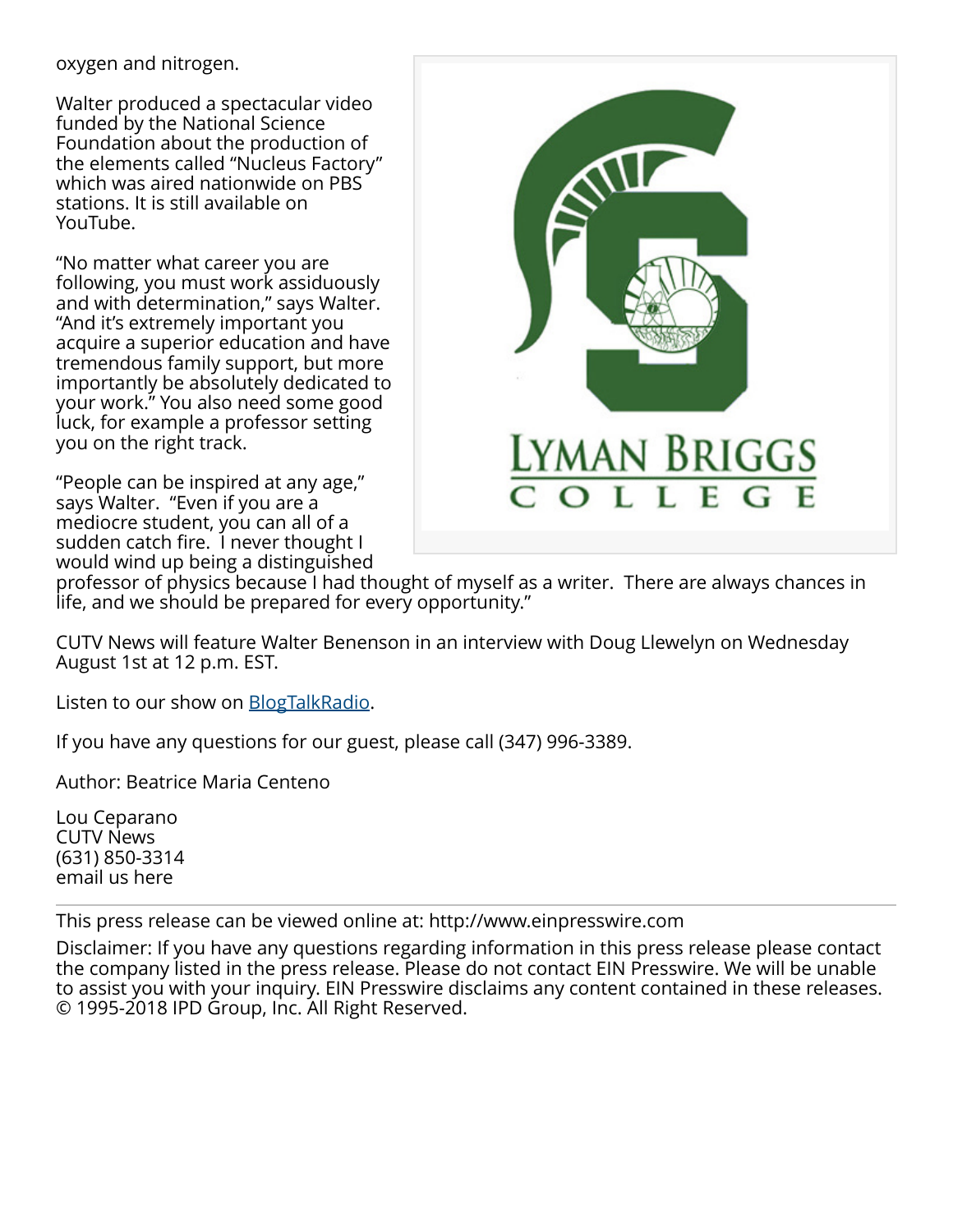oxygen and nitrogen.

Walter produced a spectacular video funded by the National Science Foundation about the production of the elements called "Nucleus Factory" which was aired nationwide on PBS stations. It is still available on YouTube.

"No matter what career you are following, you must work assiduously and with determination," says Walter. "And it's extremely important you acquire a superior education and have tremendous family support, but more importantly be absolutely dedicated to your work." You also need some good luck, for example a professor setting you on the right track.

"People can be inspired at any age," says Walter. "Even if you are a mediocre student, you can all of a sudden catch fire. I never thought I would wind up being a distinguished professor of physics because I had thought of myself as a writer. There are always chances in life, and we should be prepared for every opportunity."

CUTV News will feature Walter Benenson in an interview with Doug Llewelyn on Wednesday August 1st at 12 p.m. EST.

Listen to our show on BlogTalkRadio.

If you have any questions for our guest, please call (347) 996-3389.

Author: Beatrice Maria Centeno

Lou Ceparano
CUTV News
(631) 850-3314
email us here

---

This press release can be viewed online at: http://www.einpresswire.com

Disclaimer: If you have any questions regarding information in this press release please contact the company listed in the press release. Please do not contact EIN Presswire. We will be unable to assist you with your inquiry. EIN Presswire disclaims any content contained in these releases. © 1995-2018 IPD Group, Inc. All Right Reserved.